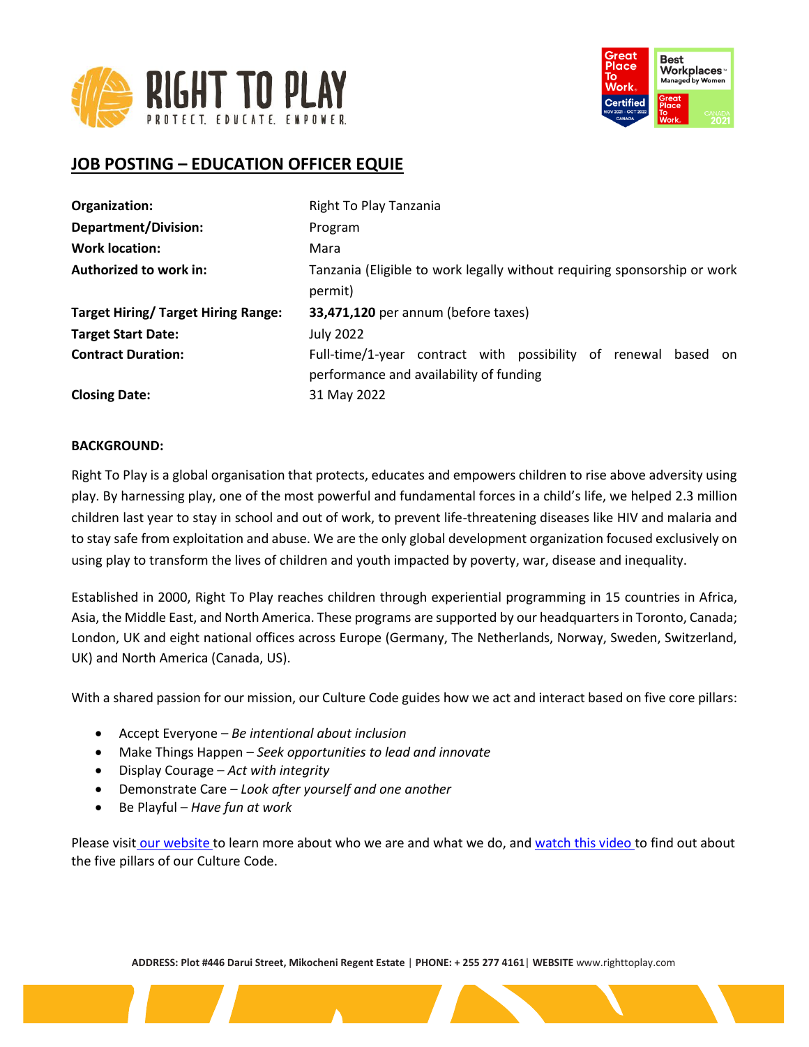## JOB POSTING – EDUCATION OFFICER EQUIE

| | |
|---|---|
| **Organization:** | Right To Play Tanzania |
| **Department/Division:** | Program |
| **Work location:** | Mara |
| **Authorized to work in:** | Tanzania (Eligible to work legally without requiring sponsorship or work permit) |
| **Target Hiring/ Target Hiring Range:** | **33,471,120** per annum (before taxes) |
| **Target Start Date:** | July 2022 |
| **Contract Duration:** | Full-time/1-year contract with possibility of renewal based on performance and availability of funding |
| **Closing Date:** | 31 May 2022 |

**BACKGROUND:**

Right To Play is a global organisation that protects, educates and empowers children to rise above adversity using play. By harnessing play, one of the most powerful and fundamental forces in a child's life, we helped 2.3 million children last year to stay in school and out of work, to prevent life-threatening diseases like HIV and malaria and to stay safe from exploitation and abuse. We are the only global development organization focused exclusively on using play to transform the lives of children and youth impacted by poverty, war, disease and inequality.

Established in 2000, Right To Play reaches children through experiential programming in 15 countries in Africa, Asia, the Middle East, and North America. These programs are supported by our headquarters in Toronto, Canada; London, UK and eight national offices across Europe (Germany, The Netherlands, Norway, Sweden, Switzerland, UK) and North America (Canada, US).

With a shared passion for our mission, our Culture Code guides how we act and interact based on five core pillars:

- Accept Everyone – *Be intentional about inclusion*
- Make Things Happen – *Seek opportunities to lead and innovate*
- Display Courage – *Act with integrity*
- Demonstrate Care – *Look after yourself and one another*
- Be Playful – *Have fun at work*

Please visit our website to learn more about who we are and what we do, and watch this video to find out about the five pillars of our Culture Code.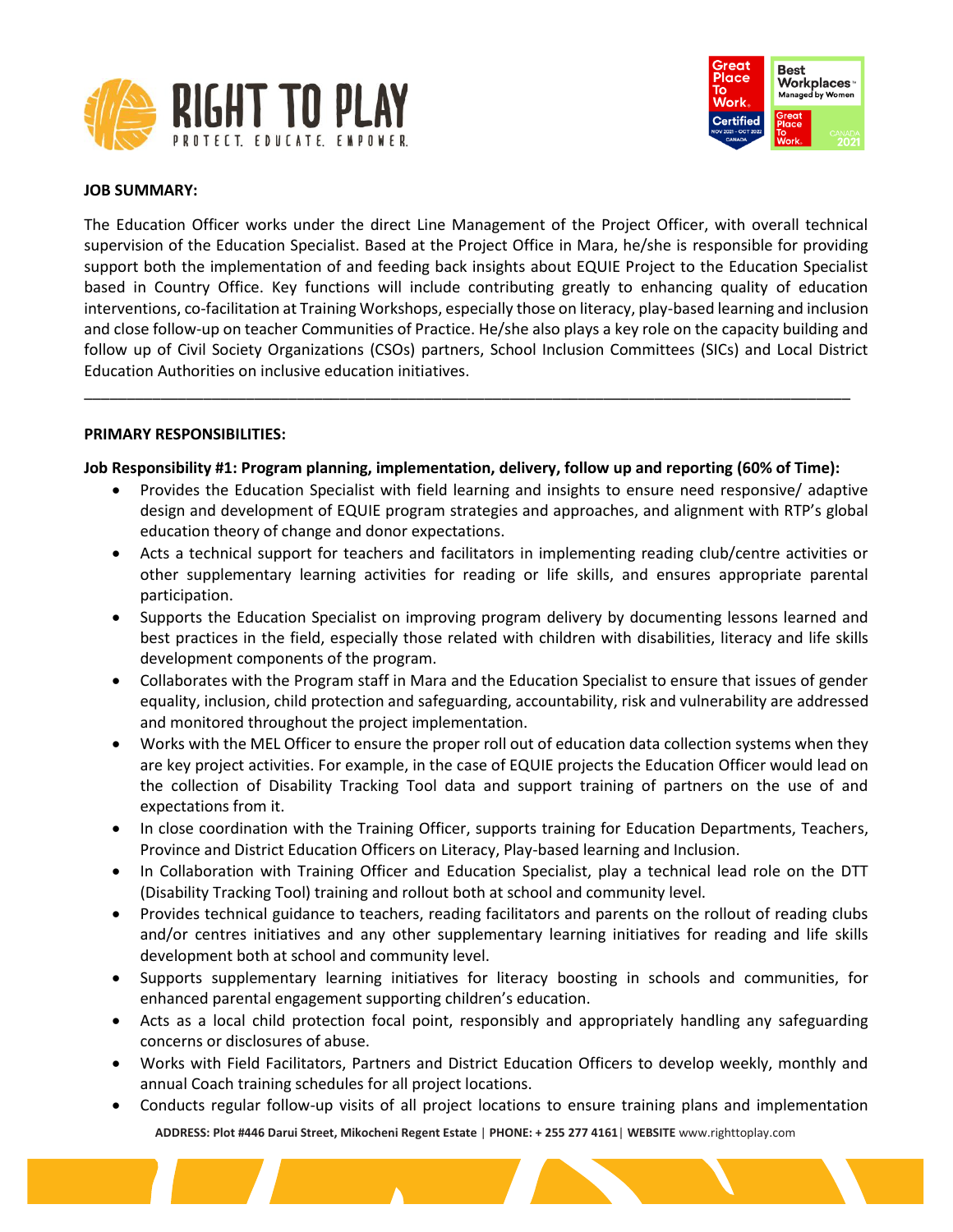**JOB SUMMARY:**

The Education Officer works under the direct Line Management of the Project Officer, with overall technical supervision of the Education Specialist. Based at the Project Office in Mara, he/she is responsible for providing support both the implementation of and feeding back insights about EQUIE Project to the Education Specialist based in Country Office. Key functions will include contributing greatly to enhancing quality of education interventions, co-facilitation at Training Workshops, especially those on literacy, play-based learning and inclusion and close follow-up on teacher Communities of Practice. He/she also plays a key role on the capacity building and follow up of Civil Society Organizations (CSOs) partners, School Inclusion Committees (SICs) and Local District Education Authorities on inclusive education initiatives.

---

**PRIMARY RESPONSIBILITIES:**

**Job Responsibility #1: Program planning, implementation, delivery, follow up and reporting (60% of Time):**

- Provides the Education Specialist with field learning and insights to ensure need responsive/ adaptive design and development of EQUIE program strategies and approaches, and alignment with RTP's global education theory of change and donor expectations.
- Acts a technical support for teachers and facilitators in implementing reading club/centre activities or other supplementary learning activities for reading or life skills, and ensures appropriate parental participation.
- Supports the Education Specialist on improving program delivery by documenting lessons learned and best practices in the field, especially those related with children with disabilities, literacy and life skills development components of the program.
- Collaborates with the Program staff in Mara and the Education Specialist to ensure that issues of gender equality, inclusion, child protection and safeguarding, accountability, risk and vulnerability are addressed and monitored throughout the project implementation.
- Works with the MEL Officer to ensure the proper roll out of education data collection systems when they are key project activities. For example, in the case of EQUIE projects the Education Officer would lead on the collection of Disability Tracking Tool data and support training of partners on the use of and expectations from it.
- In close coordination with the Training Officer, supports training for Education Departments, Teachers, Province and District Education Officers on Literacy, Play-based learning and Inclusion.
- In Collaboration with Training Officer and Education Specialist, play a technical lead role on the DTT (Disability Tracking Tool) training and rollout both at school and community level.
- Provides technical guidance to teachers, reading facilitators and parents on the rollout of reading clubs and/or centres initiatives and any other supplementary learning initiatives for reading and life skills development both at school and community level.
- Supports supplementary learning initiatives for literacy boosting in schools and communities, for enhanced parental engagement supporting children's education.
- Acts as a local child protection focal point, responsibly and appropriately handling any safeguarding concerns or disclosures of abuse.
- Works with Field Facilitators, Partners and District Education Officers to develop weekly, monthly and annual Coach training schedules for all project locations.
- Conducts regular follow-up visits of all project locations to ensure training plans and implementation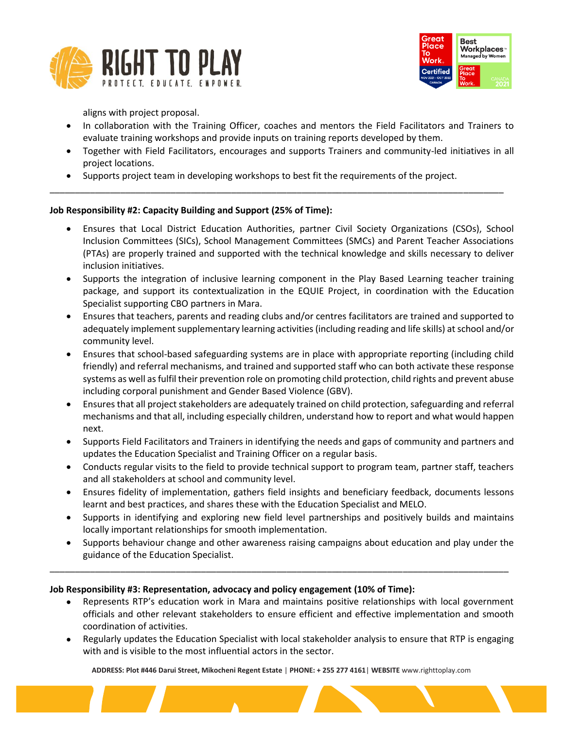aligns with project proposal.

- In collaboration with the Training Officer, coaches and mentors the Field Facilitators and Trainers to evaluate training workshops and provide inputs on training reports developed by them.
- Together with Field Facilitators, encourages and supports Trainers and community-led initiatives in all project locations.
- Supports project team in developing workshops to best fit the requirements of the project.

---

**Job Responsibility #2: Capacity Building and Support (25% of Time):**

- Ensures that Local District Education Authorities, partner Civil Society Organizations (CSOs), School Inclusion Committees (SICs), School Management Committees (SMCs) and Parent Teacher Associations (PTAs) are properly trained and supported with the technical knowledge and skills necessary to deliver inclusion initiatives.
- Supports the integration of inclusive learning component in the Play Based Learning teacher training package, and support its contextualization in the EQUIE Project, in coordination with the Education Specialist supporting CBO partners in Mara.
- Ensures that teachers, parents and reading clubs and/or centres facilitators are trained and supported to adequately implement supplementary learning activities (including reading and life skills) at school and/or community level.
- Ensures that school-based safeguarding systems are in place with appropriate reporting (including child friendly) and referral mechanisms, and trained and supported staff who can both activate these response systems as well as fulfil their prevention role on promoting child protection, child rights and prevent abuse including corporal punishment and Gender Based Violence (GBV).
- Ensures that all project stakeholders are adequately trained on child protection, safeguarding and referral mechanisms and that all, including especially children, understand how to report and what would happen next.
- Supports Field Facilitators and Trainers in identifying the needs and gaps of community and partners and updates the Education Specialist and Training Officer on a regular basis.
- Conducts regular visits to the field to provide technical support to program team, partner staff, teachers and all stakeholders at school and community level.
- Ensures fidelity of implementation, gathers field insights and beneficiary feedback, documents lessons learnt and best practices, and shares these with the Education Specialist and MELO.
- Supports in identifying and exploring new field level partnerships and positively builds and maintains locally important relationships for smooth implementation.
- Supports behaviour change and other awareness raising campaigns about education and play under the guidance of the Education Specialist.

---

**Job Responsibility #3: Representation, advocacy and policy engagement (10% of Time):**

- Represents RTP's education work in Mara and maintains positive relationships with local government officials and other relevant stakeholders to ensure efficient and effective implementation and smooth coordination of activities.
- Regularly updates the Education Specialist with local stakeholder analysis to ensure that RTP is engaging with and is visible to the most influential actors in the sector.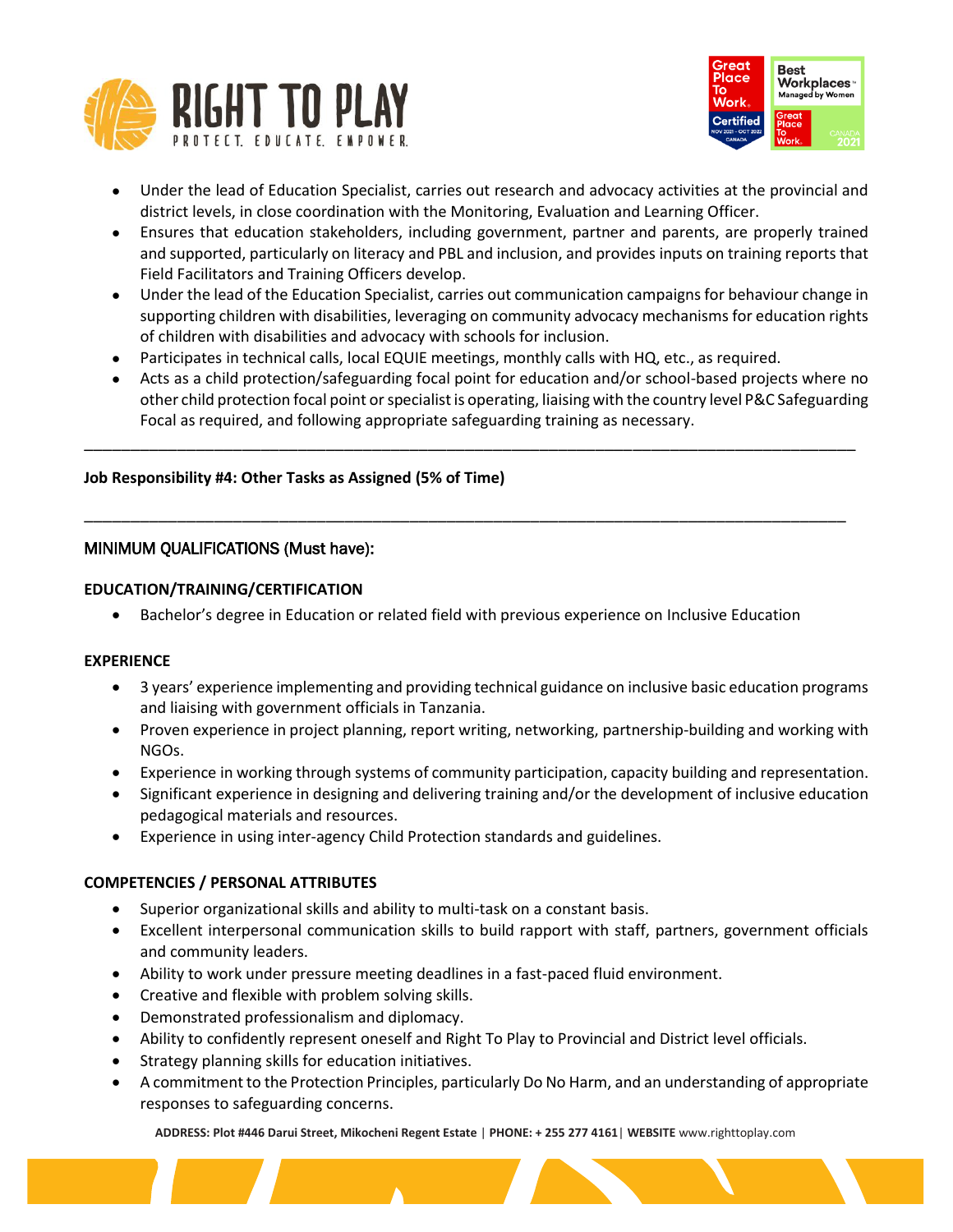- Under the lead of Education Specialist, carries out research and advocacy activities at the provincial and district levels, in close coordination with the Monitoring, Evaluation and Learning Officer.
- Ensures that education stakeholders, including government, partner and parents, are properly trained and supported, particularly on literacy and PBL and inclusion, and provides inputs on training reports that Field Facilitators and Training Officers develop.
- Under the lead of the Education Specialist, carries out communication campaigns for behaviour change in supporting children with disabilities, leveraging on community advocacy mechanisms for education rights of children with disabilities and advocacy with schools for inclusion.
- Participates in technical calls, local EQUIE meetings, monthly calls with HQ, etc., as required.
- Acts as a child protection/safeguarding focal point for education and/or school-based projects where no other child protection focal point or specialist is operating, liaising with the country level P&C Safeguarding Focal as required, and following appropriate safeguarding training as necessary.

---

**Job Responsibility #4: Other Tasks as Assigned (5% of Time)**

---

## MINIMUM QUALIFICATIONS (Must have):

### EDUCATION/TRAINING/CERTIFICATION

- Bachelor's degree in Education or related field with previous experience on Inclusive Education

### EXPERIENCE

- 3 years' experience implementing and providing technical guidance on inclusive basic education programs and liaising with government officials in Tanzania.
- Proven experience in project planning, report writing, networking, partnership-building and working with NGOs.
- Experience in working through systems of community participation, capacity building and representation.
- Significant experience in designing and delivering training and/or the development of inclusive education pedagogical materials and resources.
- Experience in using inter-agency Child Protection standards and guidelines.

### COMPETENCIES / PERSONAL ATTRIBUTES

- Superior organizational skills and ability to multi-task on a constant basis.
- Excellent interpersonal communication skills to build rapport with staff, partners, government officials and community leaders.
- Ability to work under pressure meeting deadlines in a fast-paced fluid environment.
- Creative and flexible with problem solving skills.
- Demonstrated professionalism and diplomacy.
- Ability to confidently represent oneself and Right To Play to Provincial and District level officials.
- Strategy planning skills for education initiatives.
- A commitment to the Protection Principles, particularly Do No Harm, and an understanding of appropriate responses to safeguarding concerns.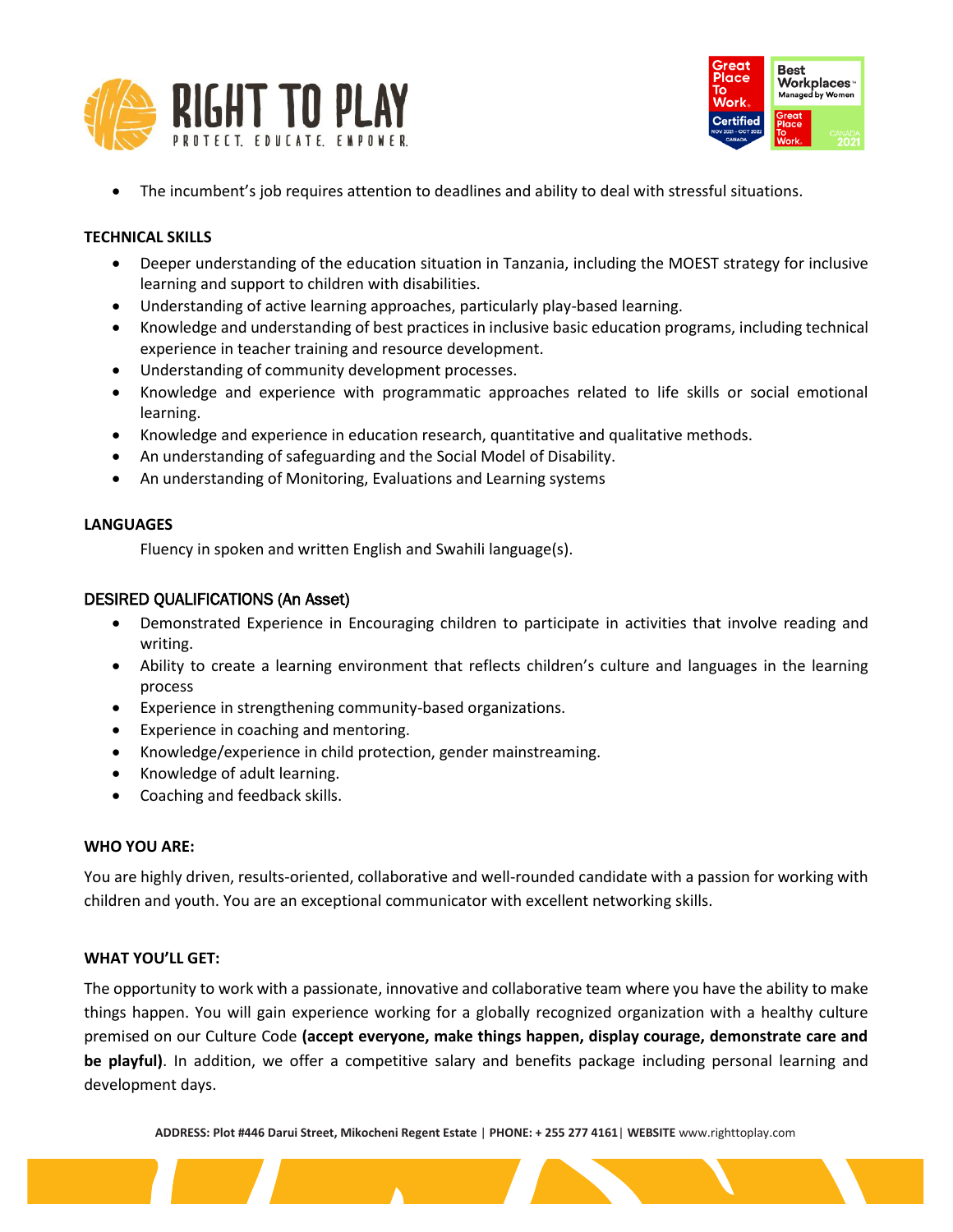- The incumbent's job requires attention to deadlines and ability to deal with stressful situations.

**TECHNICAL SKILLS**

- Deeper understanding of the education situation in Tanzania, including the MOEST strategy for inclusive learning and support to children with disabilities.
- Understanding of active learning approaches, particularly play-based learning.
- Knowledge and understanding of best practices in inclusive basic education programs, including technical experience in teacher training and resource development.
- Understanding of community development processes.
- Knowledge and experience with programmatic approaches related to life skills or social emotional learning.
- Knowledge and experience in education research, quantitative and qualitative methods.
- An understanding of safeguarding and the Social Model of Disability.
- An understanding of Monitoring, Evaluations and Learning systems

**LANGUAGES**

Fluency in spoken and written English and Swahili language(s).

## DESIRED QUALIFICATIONS (An Asset)

- Demonstrated Experience in Encouraging children to participate in activities that involve reading and writing.
- Ability to create a learning environment that reflects children's culture and languages in the learning process
- Experience in strengthening community-based organizations.
- Experience in coaching and mentoring.
- Knowledge/experience in child protection, gender mainstreaming.
- Knowledge of adult learning.
- Coaching and feedback skills.

**WHO YOU ARE:**

You are highly driven, results-oriented, collaborative and well-rounded candidate with a passion for working with children and youth. You are an exceptional communicator with excellent networking skills.

**WHAT YOU'LL GET:**

The opportunity to work with a passionate, innovative and collaborative team where you have the ability to make things happen. You will gain experience working for a globally recognized organization with a healthy culture premised on our Culture Code **(accept everyone, make things happen, display courage, demonstrate care and be playful)**. In addition, we offer a competitive salary and benefits package including personal learning and development days.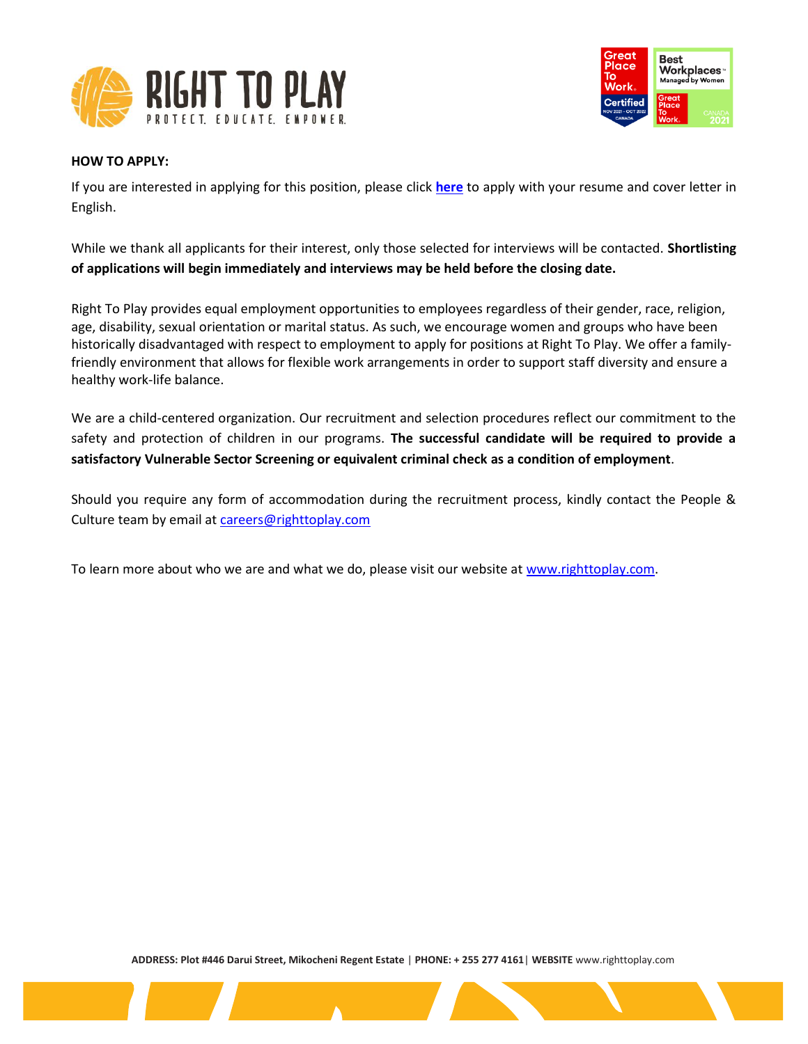**HOW TO APPLY:**

If you are interested in applying for this position, please click **here** to apply with your resume and cover letter in English.

While we thank all applicants for their interest, only those selected for interviews will be contacted. **Shortlisting of applications will begin immediately and interviews may be held before the closing date.**

Right To Play provides equal employment opportunities to employees regardless of their gender, race, religion, age, disability, sexual orientation or marital status. As such, we encourage women and groups who have been historically disadvantaged with respect to employment to apply for positions at Right To Play. We offer a family-friendly environment that allows for flexible work arrangements in order to support staff diversity and ensure a healthy work-life balance.

We are a child-centered organization. Our recruitment and selection procedures reflect our commitment to the safety and protection of children in our programs. **The successful candidate will be required to provide a satisfactory Vulnerable Sector Screening or equivalent criminal check as a condition of employment**.

Should you require any form of accommodation during the recruitment process, kindly contact the People & Culture team by email at careers@righttoplay.com

To learn more about who we are and what we do, please visit our website at www.righttoplay.com.